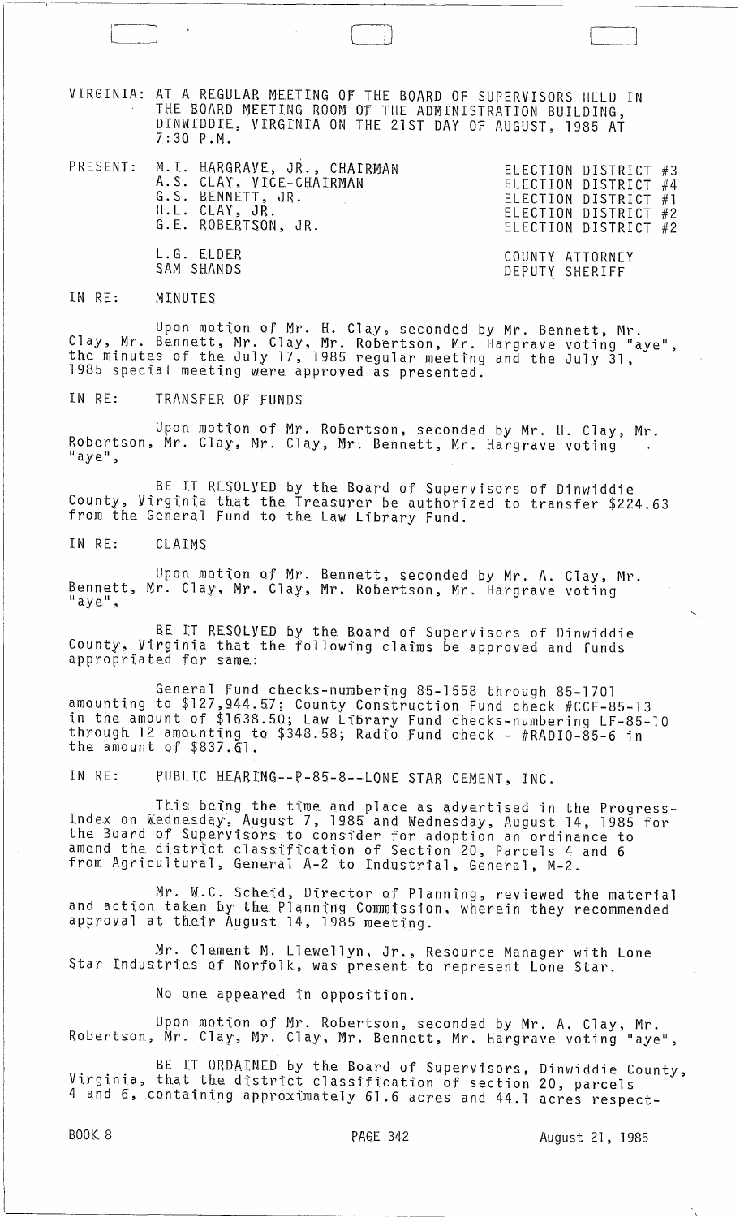VIRGINIA: AT A REGULAR MEETING OF THE BOARD OF SUPERVISORS HELD IN THE BOARD MEETING ROOM OF THE ADMINISTRATION BUILDING, DINWIDDIE, VIRGINIA ON THE 21ST DAY OF AUGUST, 1985 AT 7:30 P.M.

| PRESENT: | | |
|---|---|---|
| | M.I. HARGRAVE, JR., CHAIRMAN | ELECTION DISTRICT #3 |
| | A.S. CLAY, VICE-CHAIRMAN | ELECTION DISTRICT #4 |
| | G.S. BENNETT, JR. | ELECTION DISTRICT #1 |
| | H.L. CLAY, JR. | ELECTION DISTRICT #2 |
| | G.E. ROBERTSON, JR. | ELECTION DISTRICT #2 |
| | L.G. ELDER | COUNTY ATTORNEY |
| | SAM SHANDS | DEPUTY SHERIFF |

IN RE: MINUTES

Upon motion of Mr. H. Clay, seconded by Mr. Bennett, Mr. Clay, Mr. Bennett, Mr. Clay, Mr. Robertson, Mr. Hargrave voting "aye", the minutes of the July 17, 1985 regular meeting and the July 31, 1985 special meeting were approved as presented.

IN RE: TRANSFER OF FUNDS

Upon motion of Mr. Robertson, seconded by Mr. H. Clay, Mr. Robertson, Mr. Clay, Mr. Clay, Mr. Bennett, Mr. Hargrave voting "aye",

BE IT RESOLVED by the Board of Supervisors of Dinwiddie County, Virginia that the Treasurer be authorized to transfer $224.63 from the General Fund to the Law Library Fund.

IN RE: CLAIMS

Upon motion of Mr. Bennett, seconded by Mr. A. Clay, Mr. Bennett, Mr. Clay, Mr. Clay, Mr. Robertson, Mr. Hargrave voting "aye",

BE IT RESOLVED by the Board of Supervisors of Dinwiddie County, Virginia that the following claims be approved and funds appropriated for same:

General Fund checks-numbering 85-1558 through 85-1701 amounting to $127,944.57; County Construction Fund check #CCF-85-13 in the amount of $1638.50; Law Library Fund checks-numbering LF-85-10 through 12 amounting to $348.58; Radio Fund check - #RADIO-85-6 in the amount of $837.61.

IN RE: PUBLIC HEARING--P-85-8--LONE STAR CEMENT, INC.

This being the time and place as advertised in the Progress-Index on Wednesday, August 7, 1985 and Wednesday, August 14, 1985 for the Board of Supervisors to consider for adoption an ordinance to amend the district classification of Section 20, Parcels 4 and 6 from Agricultural, General A-2 to Industrial, General, M-2.

Mr. W.C. Scheid, Director of Planning, reviewed the material and action taken by the Planning Commission, wherein they recommended approval at their August 14, 1985 meeting.

Mr. Clement M. Llewellyn, Jr., Resource Manager with Lone Star Industries of Norfolk, was present to represent Lone Star.

No one appeared in opposition.

Upon motion of Mr. Robertson, seconded by Mr. A. Clay, Mr. Robertson, Mr. Clay, Mr. Clay, Mr. Bennett, Mr. Hargrave voting "aye",

BE IT ORDAINED by the Board of Supervisors, Dinwiddie County, Virginia, that the district classification of section 20, parcels 4 and 6, containing approximately 61.6 acres and 44.1 acres respect-

BOOK 8 PAGE 342 August 21, 1985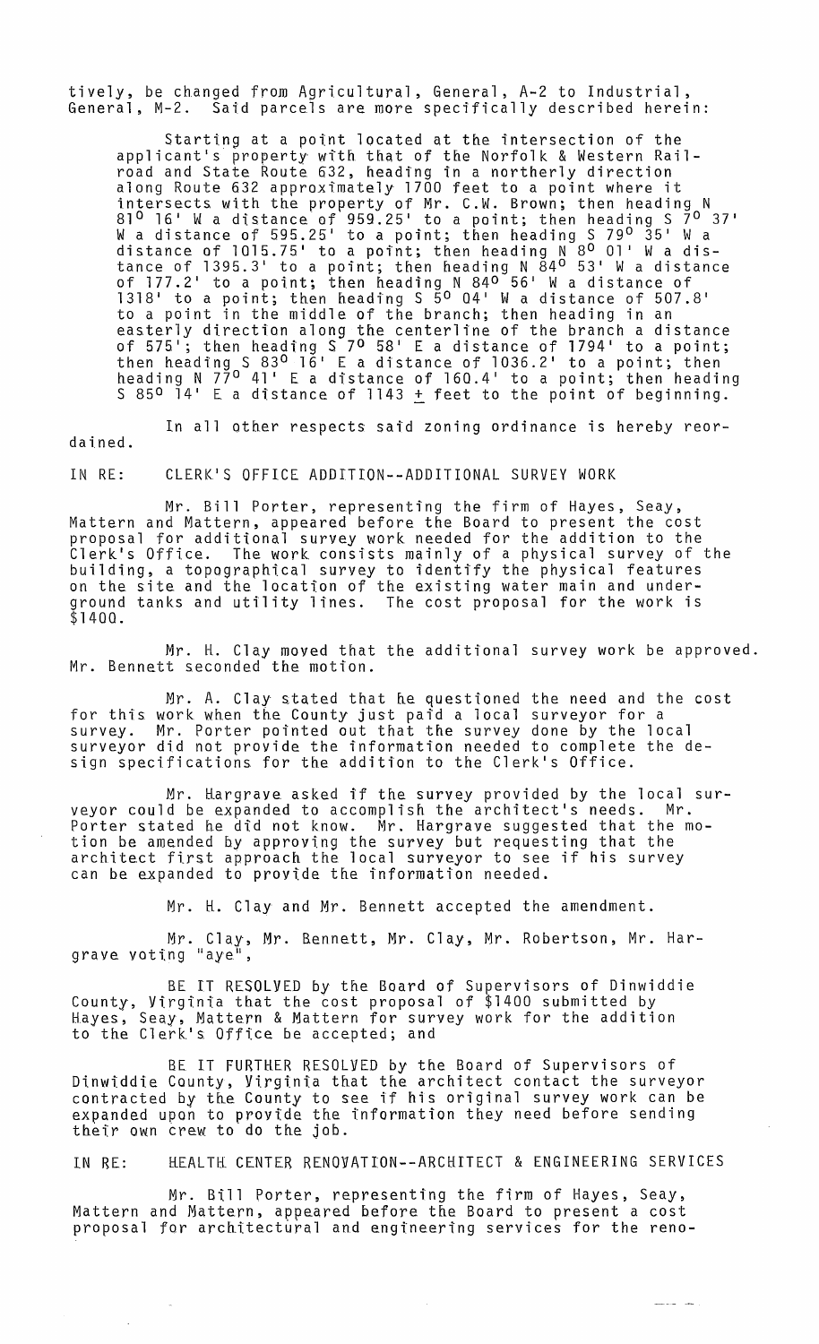tively, be changed from Agricultural, General, A-2 to Industrial, General, M-2. Said parcels are more specifically described herein:

Starting at a point located at the intersection of the applicant's property with that of the Norfolk & Western Railroad and State Route 632, heading in a northerly direction along Route 632 approximately 1700 feet to a point where it intersects with the property of Mr. C.W. Brown; then heading N 81° 16' W a distance of 959.25' to a point; then heading S 7° 37' W a distance of 595.25' to a point; then heading S 79° 35' W a distance of 1015.75' to a point; then heading N 8° 01' W a distance of 1395.3' to a point; then heading N 84° 53' W a distance of 177.2' to a point; then heading N 84° 56' W a distance of 1318' to a point; then heading S 5° 04' W a distance of 507.8' to a point in the middle of the branch; then heading in an easterly direction along the centerline of the branch a distance of 575'; then heading S 7° 58' E a distance of 1794' to a point; then heading S 83° 16' E a distance of 1036.2' to a point; then heading N 77° 41' E a distance of 160.4' to a point; then heading S 85° 14' E a distance of 1143 ± feet to the point of beginning.

In all other respects said zoning ordinance is hereby reordained.

IN RE: CLERK'S OFFICE ADDITION--ADDITIONAL SURVEY WORK

Mr. Bill Porter, representing the firm of Hayes, Seay, Mattern and Mattern, appeared before the Board to present the cost proposal for additional survey work needed for the addition to the Clerk's Office. The work consists mainly of a physical survey of the building, a topographical survey to identify the physical features on the site and the location of the existing water main and underground tanks and utility lines. The cost proposal for the work is $1400.

Mr. H. Clay moved that the additional survey work be approved. Mr. Bennett seconded the motion.

Mr. A. Clay stated that he questioned the need and the cost for this work when the County just paid a local surveyor for a survey. Mr. Porter pointed out that the survey done by the local surveyor did not provide the information needed to complete the design specifications for the addition to the Clerk's Office.

Mr. Hargrave asked if the survey provided by the local surveyor could be expanded to accomplish the architect's needs. Mr. Porter stated he did not know. Mr. Hargrave suggested that the motion be amended by approving the survey but requesting that the architect first approach the local surveyor to see if his survey can be expanded to provide the information needed.

Mr. H. Clay and Mr. Bennett accepted the amendment.

Mr. Clay, Mr. Bennett, Mr. Clay, Mr. Robertson, Mr. Hargrave voting "aye",

BE IT RESOLVED by the Board of Supervisors of Dinwiddie County, Virginia that the cost proposal of $1400 submitted by Hayes, Seay, Mattern & Mattern for survey work for the addition to the Clerk's Office be accepted; and

BE IT FURTHER RESOLVED by the Board of Supervisors of Dinwiddie County, Virginia that the architect contact the surveyor contracted by the County to see if his original survey work can be expanded upon to provide the information they need before sending their own crew to do the job.

IN RE: HEALTH CENTER RENOVATION--ARCHITECT & ENGINEERING SERVICES

Mr. Bill Porter, representing the firm of Hayes, Seay, Mattern and Mattern, appeared before the Board to present a cost proposal for architectural and engineering services for the reno-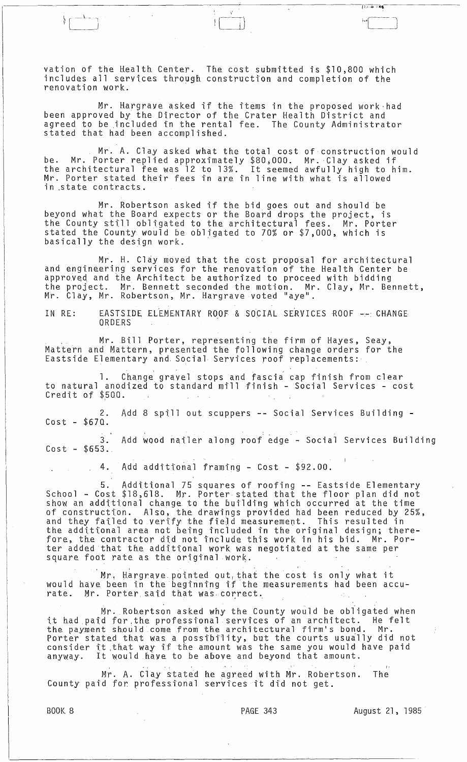vation of the Health Center. The cost submitted is $10,800 which includes all services through construction and completion of the renovation work.

Mr. Hargrave asked if the items in the proposed work had been approved by the Director of the Crater Health District and agreed to be included in the rental fee. The County Administrator stated that had been accomplished.

Mr. A. Clay asked what the total cost of construction would be. Mr. Porter replied approximately $80,000. Mr. Clay asked if the architectural fee was 12 to 13%. It seemed awfully high to him. Mr. Porter stated their fees in are in line with what is allowed in state contracts.

Mr. Robertson asked if the bid goes out and should be beyond what the Board expects or the Board drops the project, is the County still obligated to the architectural fees. Mr. Porter stated the County would be obligated to 70% or $7,000, which is basically the design work.

Mr. H. Clay moved that the cost proposal for architectural and engineering services for the renovation of the Health Center be approved and the Architect be authorized to proceed with bidding the project. Mr. Bennett seconded the motion. Mr. Clay, Mr. Bennett, Mr. Clay, Mr. Robertson, Mr. Hargrave voted "aye".

IN RE: EASTSIDE ELEMENTARY ROOF & SOCIAL SERVICES ROOF -- CHANGE ORDERS

Mr. Bill Porter, representing the firm of Hayes, Seay, Mattern and Mattern, presented the following change orders for the Eastside Elementary and Social Services roof replacements:

1. Change gravel stops and fascia cap finish from clear to natural anodized to standard mill finish - Social Services - cost Credit of $500.

2. Add 8 spill out scuppers -- Social Services Building - Cost - $670.

3. Add wood nailer along roof edge - Social Services Building Cost - $653.

4. Add additional framing - Cost - $92.00.

5. Additional 75 squares of roofing -- Eastside Elementary School - Cost $18,618. Mr. Porter stated that the floor plan did not show an additional change to the building which occurred at the time of construction. Also, the drawings provided had been reduced by 25%, and they failed to verify the field measurement. This resulted in the additional area not being included in the original design; therefore, the contractor did not include this work in his bid. Mr. Porter added that the additional work was negotiated at the same per square foot rate as the original work.

Mr. Hargrave pointed out that the cost is only what it would have been in the beginning if the measurements had been accurate. Mr. Porter said that was correct.

Mr. Robertson asked why the County would be obligated when it had paid for the professional services of an architect. He felt the payment should come from the architectural firm's bond. Mr. Porter stated that was a possibility, but the courts usually did not consider it that way if the amount was the same you would have paid anyway. It would have to be above and beyond that amount.

Mr. A. Clay stated he agreed with Mr. Robertson. The County paid for professional services it did not get.

BOOK 8 PAGE 343 August 21, 1985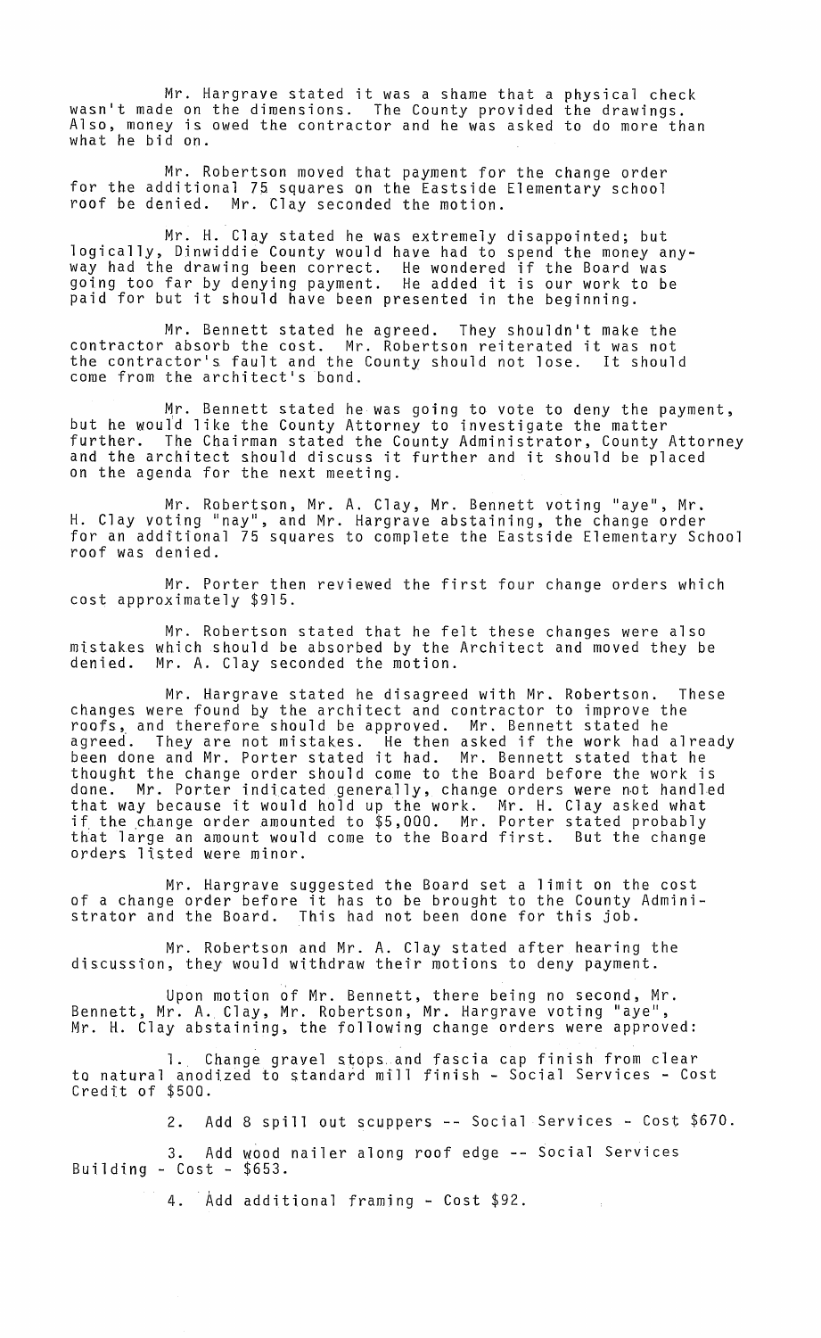Mr. Hargrave stated it was a shame that a physical check wasn't made on the dimensions. The County provided the drawings. Also, money is owed the contractor and he was asked to do more than what he bid on.

Mr. Robertson moved that payment for the change order for the additional 75 squares on the Eastside Elementary school roof be denied. Mr. Clay seconded the motion.

Mr. H. Clay stated he was extremely disappointed; but logically, Dinwiddie County would have had to spend the money anyway had the drawing been correct. He wondered if the Board was going too far by denying payment. He added it is our work to be paid for but it should have been presented in the beginning.

Mr. Bennett stated he agreed. They shouldn't make the contractor absorb the cost. Mr. Robertson reiterated it was not the contractor's fault and the County should not lose. It should come from the architect's bond.

Mr. Bennett stated he was going to vote to deny the payment, but he would like the County Attorney to investigate the matter further. The Chairman stated the County Administrator, County Attorney and the architect should discuss it further and it should be placed on the agenda for the next meeting.

Mr. Robertson, Mr. A. Clay, Mr. Bennett voting "aye", Mr. H. Clay voting "nay", and Mr. Hargrave abstaining, the change order for an additional 75 squares to complete the Eastside Elementary School roof was denied.

Mr. Porter then reviewed the first four change orders which cost approximately $915.

Mr. Robertson stated that he felt these changes were also mistakes which should be absorbed by the Architect and moved they be denied. Mr. A. Clay seconded the motion.

Mr. Hargrave stated he disagreed with Mr. Robertson. These changes were found by the architect and contractor to improve the roofs, and therefore should be approved. Mr. Bennett stated he agreed. They are not mistakes. He then asked if the work had already been done and Mr. Porter stated it had. Mr. Bennett stated that he thought the change order should come to the Board before the work is done. Mr. Porter indicated generally, change orders were not handled that way because it would hold up the work. Mr. H. Clay asked what if the change order amounted to $5,000. Mr. Porter stated probably that large an amount would come to the Board first. But the change orders listed were minor.

Mr. Hargrave suggested the Board set a limit on the cost of a change order before it has to be brought to the County Administrator and the Board. This had not been done for this job.

Mr. Robertson and Mr. A. Clay stated after hearing the discussion, they would withdraw their motions to deny payment.

Upon motion of Mr. Bennett, there being no second, Mr. Bennett, Mr. A. Clay, Mr. Robertson, Mr. Hargrave voting "aye", Mr. H. Clay abstaining, the following change orders were approved:

1. Change gravel stops and fascia cap finish from clear to natural anodized to standard mill finish - Social Services - Cost Credit of $500.

2. Add 8 spill out scuppers -- Social Services - Cost $670.

3. Add wood nailer along roof edge -- Social Services Building - Cost - $653.

4. Add additional framing - Cost $92.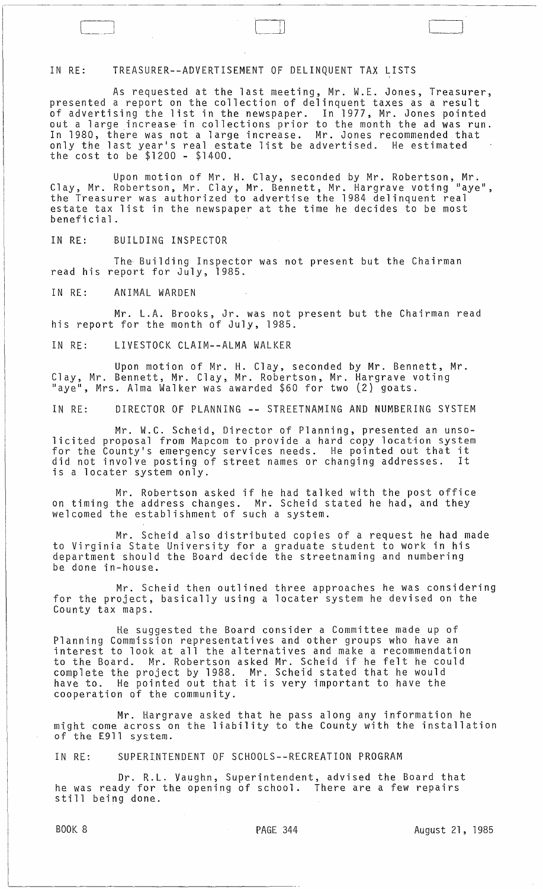IN RE: TREASURER--ADVERTISEMENT OF DELINQUENT TAX LISTS

As requested at the last meeting, Mr. W.E. Jones, Treasurer, presented a report on the collection of delinquent taxes as a result of advertising the list in the newspaper. In 1977, Mr. Jones pointed out a large increase in collections prior to the month the ad was run. In 1980, there was not a large increase. Mr. Jones recommended that only the last year's real estate list be advertised. He estimated the cost to be $1200 - $1400.

Upon motion of Mr. H. Clay, seconded by Mr. Robertson, Mr. Clay, Mr. Robertson, Mr. Clay, Mr. Bennett, Mr. Hargrave voting "aye", the Treasurer was authorized to advertise the 1984 delinquent real estate tax list in the newspaper at the time he decides to be most beneficial.

IN RE: BUILDING INSPECTOR

The Building Inspector was not present but the Chairman read his report for July, 1985.

IN RE: ANIMAL WARDEN

Mr. L.A. Brooks, Jr. was not present but the Chairman read his report for the month of July, 1985.

IN RE: LIVESTOCK CLAIM--ALMA WALKER

Upon motion of Mr. H. Clay, seconded by Mr. Bennett, Mr. Clay, Mr. Bennett, Mr. Clay, Mr. Robertson, Mr. Hargrave voting "aye", Mrs. Alma Walker was awarded $60 for two (2) goats.

IN RE: DIRECTOR OF PLANNING -- STREETNAMING AND NUMBERING SYSTEM

Mr. W.C. Scheid, Director of Planning, presented an unsolicited proposal from Mapcom to provide a hard copy location system for the County's emergency services needs. He pointed out that it did not involve posting of street names or changing addresses. It is a locater system only.

Mr. Robertson asked if he had talked with the post office on timing the address changes. Mr. Scheid stated he had, and they welcomed the establishment of such a system.

Mr. Scheid also distributed copies of a request he had made to Virginia State University for a graduate student to work in his department should the Board decide the streetnaming and numbering be done in-house.

Mr. Scheid then outlined three approaches he was considering for the project, basically using a locater system he devised on the County tax maps.

He suggested the Board consider a Committee made up of Planning Commission representatives and other groups who have an interest to look at all the alternatives and make a recommendation to the Board. Mr. Robertson asked Mr. Scheid if he felt he could complete the project by 1988. Mr. Scheid stated that he would have to. He pointed out that it is very important to have the cooperation of the community.

Mr. Hargrave asked that he pass along any information he might come across on the liability to the County with the installation of the E911 system.

IN RE: SUPERINTENDENT OF SCHOOLS--RECREATION PROGRAM

Dr. R.L. Vaughn, Superintendent, advised the Board that he was ready for the opening of school. There are a few repairs still being done.

BOOK 8 PAGE 344 August 21, 1985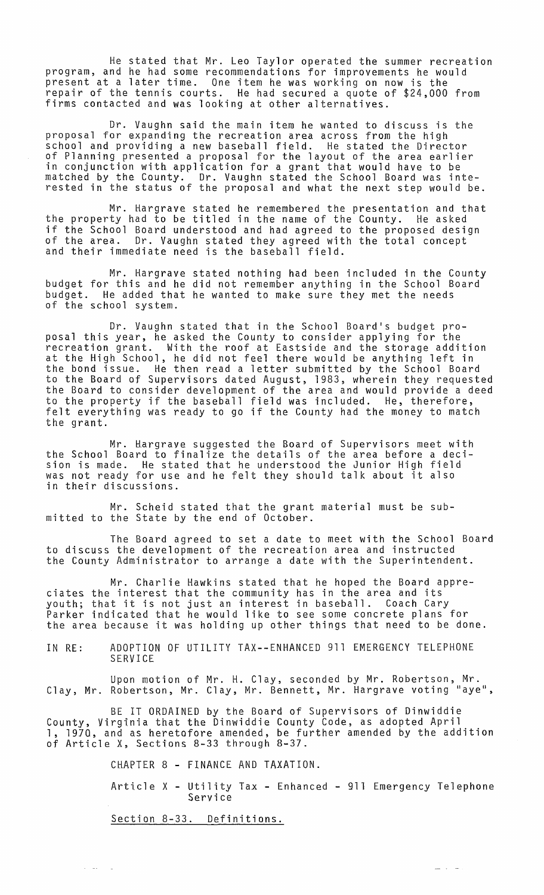He stated that Mr. Leo Taylor operated the summer recreation program, and he had some recommendations for improvements he would present at a later time. One item he was working on now is the repair of the tennis courts. He had secured a quote of $24,000 from firms contacted and was looking at other alternatives.

Dr. Vaughn said the main item he wanted to discuss is the proposal for expanding the recreation area across from the high school and providing a new baseball field. He stated the Director of Planning presented a proposal for the layout of the area earlier in conjunction with application for a grant that would have to be matched by the County. Dr. Vaughn stated the School Board was interested in the status of the proposal and what the next step would be.

Mr. Hargrave stated he remembered the presentation and that the property had to be titled in the name of the County. He asked if the School Board understood and had agreed to the proposed design of the area. Dr. Vaughn stated they agreed with the total concept and their immediate need is the baseball field.

Mr. Hargrave stated nothing had been included in the County budget for this and he did not remember anything in the School Board budget. He added that he wanted to make sure they met the needs of the school system.

Dr. Vaughn stated that in the School Board's budget proposal this year, he asked the County to consider applying for the recreation grant. With the roof at Eastside and the storage addition at the High School, he did not feel there would be anything left in the bond issue. He then read a letter submitted by the School Board to the Board of Supervisors dated August, 1983, wherein they requested the Board to consider development of the area and would provide a deed to the property if the baseball field was included. He, therefore, felt everything was ready to go if the County had the money to match the grant.

Mr. Hargrave suggested the Board of Supervisors meet with the School Board to finalize the details of the area before a decision is made. He stated that he understood the Junior High field was not ready for use and he felt they should talk about it also in their discussions.

Mr. Scheid stated that the grant material must be submitted to the State by the end of October.

The Board agreed to set a date to meet with the School Board to discuss the development of the recreation area and instructed the County Administrator to arrange a date with the Superintendent.

Mr. Charlie Hawkins stated that he hoped the Board appreciates the interest that the community has in the area and its youth; that it is not just an interest in baseball. Coach Cary Parker indicated that he would like to see some concrete plans for the area because it was holding up other things that need to be done.

IN RE: ADOPTION OF UTILITY TAX--ENHANCED 911 EMERGENCY TELEPHONE SERVICE

Upon motion of Mr. H. Clay, seconded by Mr. Robertson, Mr. Clay, Mr. Robertson, Mr. Clay, Mr. Bennett, Mr. Hargrave voting "aye",

BE IT ORDAINED by the Board of Supervisors of Dinwiddie County, Virginia that the Dinwiddie County Code, as adopted April 1, 1970, and as heretofore amended, be further amended by the addition of Article X, Sections 8-33 through 8-37.

CHAPTER 8 - FINANCE AND TAXATION.

Article X - Utility Tax - Enhanced - 911 Emergency Telephone Service

Section 8-33. Definitions.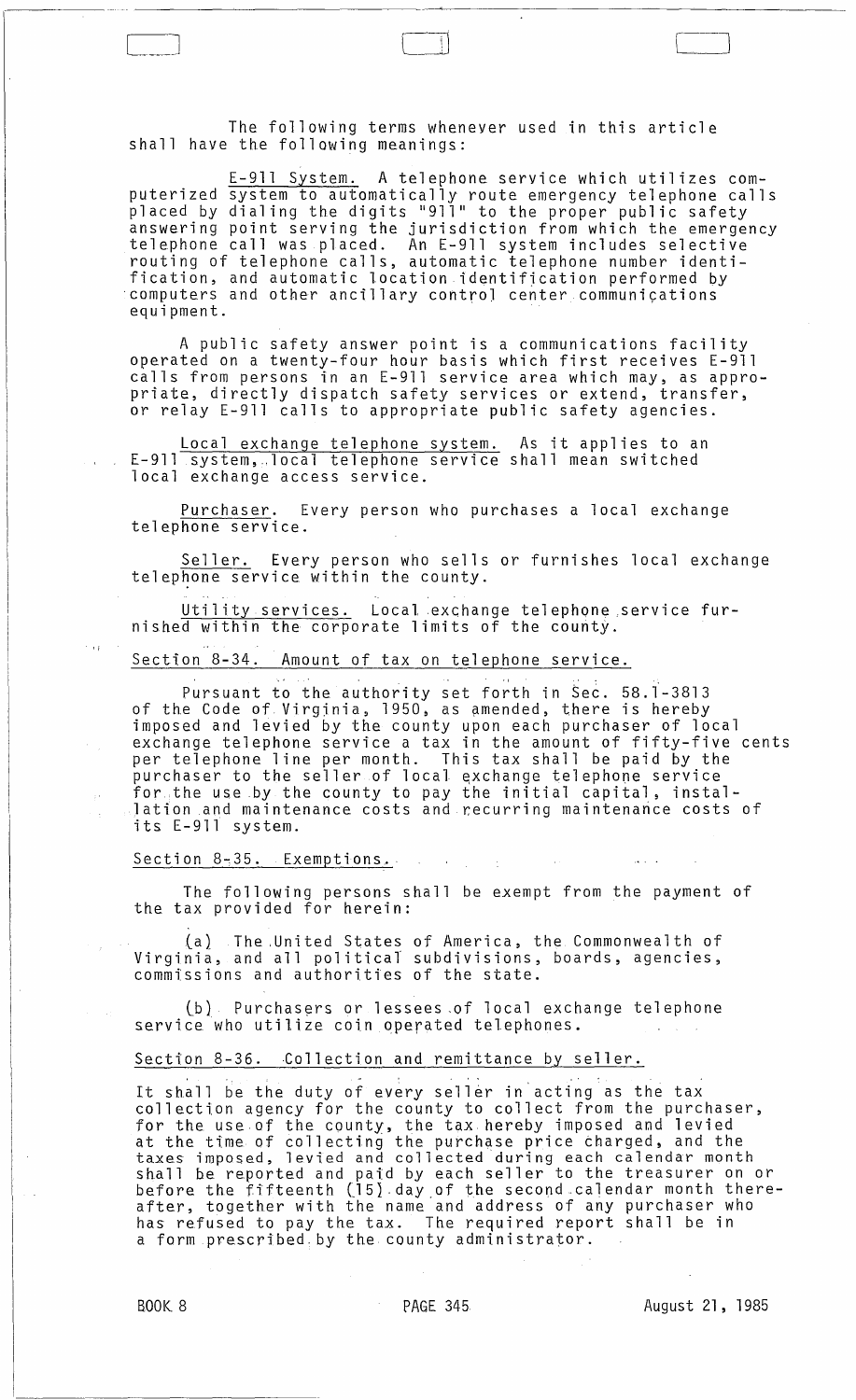The following terms whenever used in this article shall have the following meanings:

<u>E-911 System.</u> A telephone service which utilizes computerized system to automatically route emergency telephone calls placed by dialing the digits "911" to the proper public safety answering point serving the jurisdiction from which the emergency telephone call was placed. An E-911 system includes selective routing of telephone calls, automatic telephone number identification, and automatic location identification performed by computers and other ancillary control center communications equipment.

A public safety answer point is a communications facility operated on a twenty-four hour basis which first receives E-911 calls from persons in an E-911 service area which may, as appropriate, directly dispatch safety services or extend, transfer, or relay E-911 calls to appropriate public safety agencies.

<u>Local exchange telephone system.</u> As it applies to an E-911 system, local telephone service shall mean switched local exchange access service.

<u>Purchaser.</u> Every person who purchases a local exchange telephone service.

<u>Seller.</u> Every person who sells or furnishes local exchange telephone service within the county.

<u>Utility services.</u> Local exchange telephone service furnished within the corporate limits of the county.

## <u>Section 8-34. Amount of tax on telephone service.</u>

Pursuant to the authority set forth in Sec. 58.1-3813 of the Code of Virginia, 1950, as amended, there is hereby imposed and levied by the county upon each purchaser of local exchange telephone service a tax in the amount of fifty-five cents per telephone line per month. This tax shall be paid by the purchaser to the seller of local exchange telephone service for the use by the county to pay the initial capital, installation and maintenance costs and recurring maintenance costs of its E-911 system.

## <u>Section 8-35. Exemptions.</u>

The following persons shall be exempt from the payment of the tax provided for herein:

(a) The United States of America, the Commonwealth of Virginia, and all political subdivisions, boards, agencies, commissions and authorities of the state.

(b) Purchasers or lessees of local exchange telephone service who utilize coin operated telephones.

## <u>Section 8-36. Collection and remittance by seller.</u>

It shall be the duty of every seller in acting as the tax collection agency for the county to collect from the purchaser, for the use of the county, the tax hereby imposed and levied at the time of collecting the purchase price charged, and the taxes imposed, levied and collected during each calendar month shall be reported and paid by each seller to the treasurer on or before the fifteenth (15) day of the second calendar month thereafter, together with the name and address of any purchaser who has refused to pay the tax. The required report shall be in a form prescribed by the county administrator.

BOOK 8 PAGE 345 August 21, 1985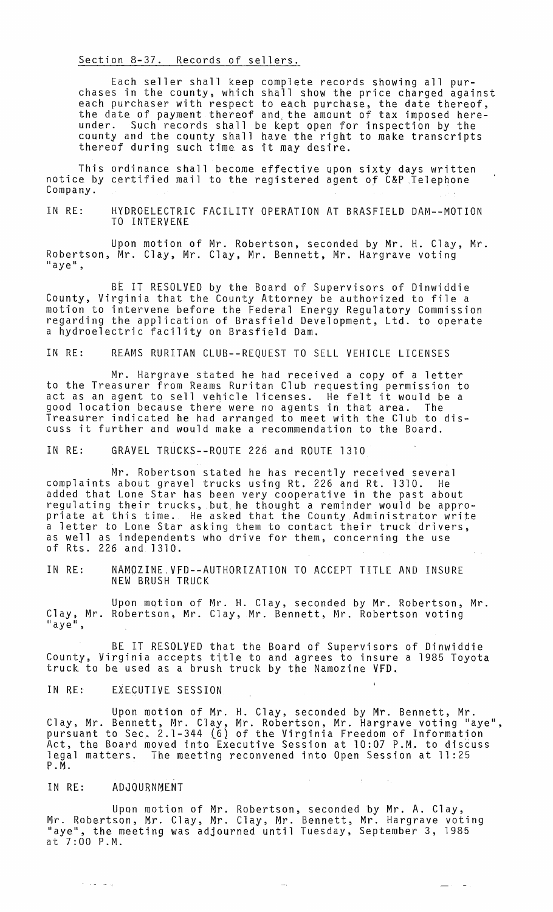Section 8-37. Records of sellers.

Each seller shall keep complete records showing all purchases in the county, which shall show the price charged against each purchaser with respect to each purchase, the date thereof, the date of payment thereof and the amount of tax imposed hereunder. Such records shall be kept open for inspection by the county and the county shall have the right to make transcripts thereof during such time as it may desire.

This ordinance shall become effective upon sixty days written notice by certified mail to the registered agent of C&P Telephone Company.

IN RE: HYDROELECTRIC FACILITY OPERATION AT BRASFIELD DAM--MOTION TO INTERVENE

Upon motion of Mr. Robertson, seconded by Mr. H. Clay, Mr. Robertson, Mr. Clay, Mr. Clay, Mr. Bennett, Mr. Hargrave voting "aye",

BE IT RESOLVED by the Board of Supervisors of Dinwiddie County, Virginia that the County Attorney be authorized to file a motion to intervene before the Federal Energy Regulatory Commission regarding the application of Brasfield Development, Ltd. to operate a hydroelectric facility on Brasfield Dam.

IN RE: REAMS RURITAN CLUB--REQUEST TO SELL VEHICLE LICENSES

Mr. Hargrave stated he had received a copy of a letter to the Treasurer from Reams Ruritan Club requesting permission to act as an agent to sell vehicle licenses. He felt it would be a good location because there were no agents in that area. The Treasurer indicated he had arranged to meet with the Club to discuss it further and would make a recommendation to the Board.

IN RE: GRAVEL TRUCKS--ROUTE 226 and ROUTE 1310

Mr. Robertson stated he has recently received several complaints about gravel trucks using Rt. 226 and Rt. 1310. He added that Lone Star has been very cooperative in the past about regulating their trucks, but he thought a reminder would be appropriate at this time. He asked that the County Administrator write a letter to Lone Star asking them to contact their truck drivers, as well as independents who drive for them, concerning the use of Rts. 226 and 1310.

IN RE: NAMOZINE VFD--AUTHORIZATION TO ACCEPT TITLE AND INSURE NEW BRUSH TRUCK

Upon motion of Mr. H. Clay, seconded by Mr. Robertson, Mr. Clay, Mr. Robertson, Mr. Clay, Mr. Bennett, Mr. Robertson voting "aye",

BE IT RESOLVED that the Board of Supervisors of Dinwiddie County, Virginia accepts title to and agrees to insure a 1985 Toyota truck to be used as a brush truck by the Namozine VFD.

IN RE: EXECUTIVE SESSION

Upon motion of Mr. H. Clay, seconded by Mr. Bennett, Mr. Clay, Mr. Bennett, Mr. Clay, Mr. Robertson, Mr. Hargrave voting "aye", pursuant to Sec. 2.1-344 (6) of the Virginia Freedom of Information Act, the Board moved into Executive Session at 10:07 P.M. to discuss legal matters. The meeting reconvened into Open Session at 11:25 P.M.

IN RE: ADJOURNMENT

Upon motion of Mr. Robertson, seconded by Mr. A. Clay, Mr. Robertson, Mr. Clay, Mr. Clay, Mr. Bennett, Mr. Hargrave voting "aye", the meeting was adjourned until Tuesday, September 3, 1985 at 7:00 P.M.